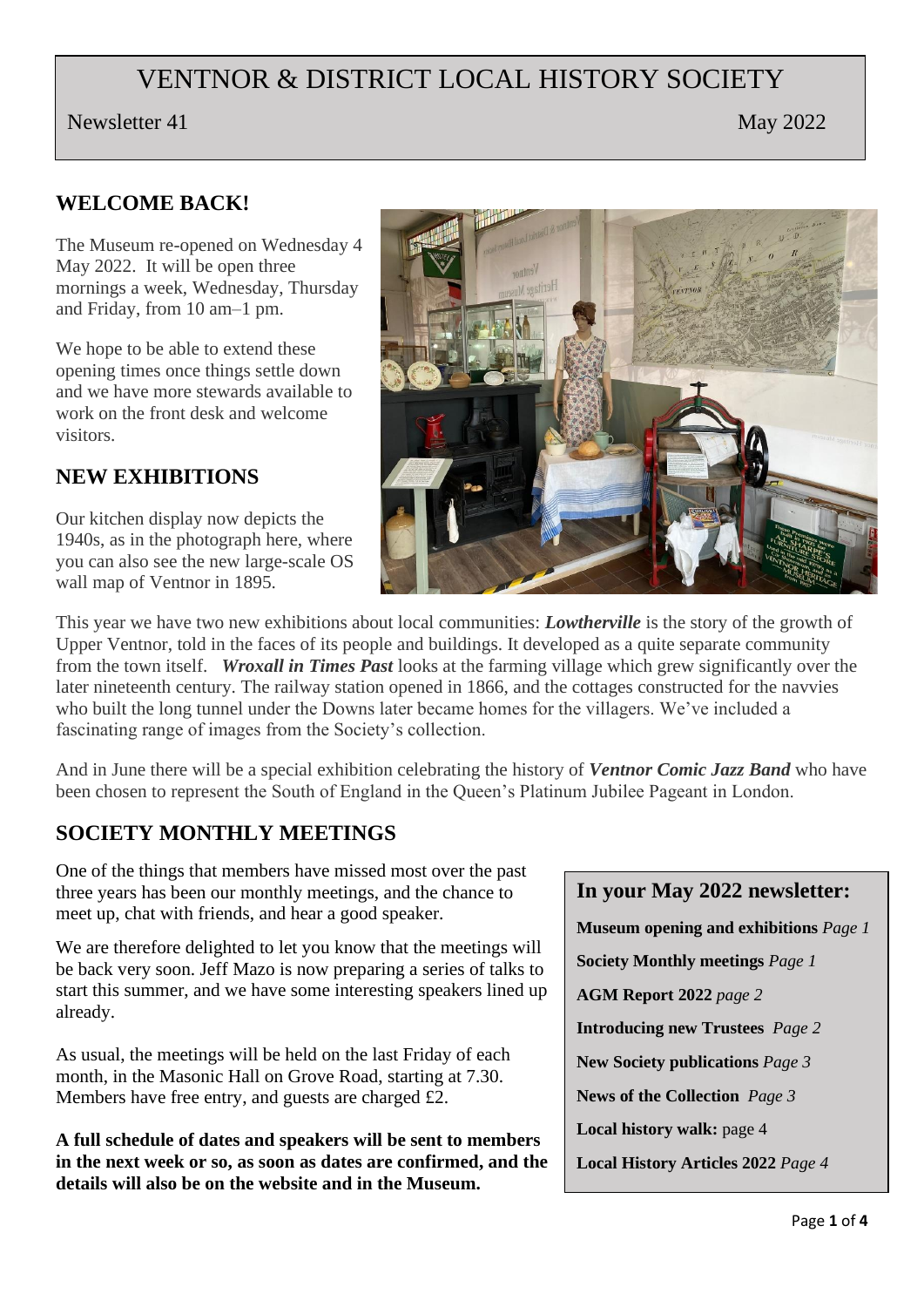# VENTNOR & DISTRICT LOCAL HISTORY SOCIETY

Newsletter 41 May 2022

## WELCOME BACK!

The Museum re-opened on Wednesday 4 May 2022. It will be open three mornings a week, Wednesday, Thursday and Friday, from 10 am–1 pm.

We hope to be able to extend these opening times once things settle down and we have more stewards available to work on the front desk and welcome visitors.

## NEW EXHIBITIONS

Our kitchen display now depicts the 1940s, as in the photograph here, where you can also see the new large-scale OS wall map of Ventnor in 1895.

This year we have two new exhibitions about local communities: ***Lowtherville*** is the story of the growth of Upper Ventnor, told in the faces of its people and buildings. It developed as a quite separate community from the town itself. ***Wroxall in Times Past*** looks at the farming village which grew significantly over the later nineteenth century. The railway station opened in 1866, and the cottages constructed for the navvies who built the long tunnel under the Downs later became homes for the villagers. We've included a fascinating range of images from the Society's collection.

And in June there will be a special exhibition celebrating the history of ***Ventnor Comic Jazz Band*** who have been chosen to represent the South of England in the Queen's Platinum Jubilee Pageant in London.

## SOCIETY MONTHLY MEETINGS

One of the things that members have missed most over the past three years has been our monthly meetings, and the chance to meet up, chat with friends, and hear a good speaker.

We are therefore delighted to let you know that the meetings will be back very soon. Jeff Mazo is now preparing a series of talks to start this summer, and we have some interesting speakers lined up already.

As usual, the meetings will be held on the last Friday of each month, in the Masonic Hall on Grove Road, starting at 7.30. Members have free entry, and guests are charged £2.

**A full schedule of dates and speakers will be sent to members in the next week or so, as soon as dates are confirmed, and the details will also be on the website and in the Museum.**

### In your May 2022 newsletter:

**Museum opening and exhibitions** *Page 1*

**Society Monthly meetings** *Page 1*

**AGM Report 2022** *page 2*

**Introducing new Trustees** *Page 2*

**New Society publications** *Page 3*

**News of the Collection** *Page 3*

**Local history walk:** page 4

**Local History Articles 2022** *Page 4*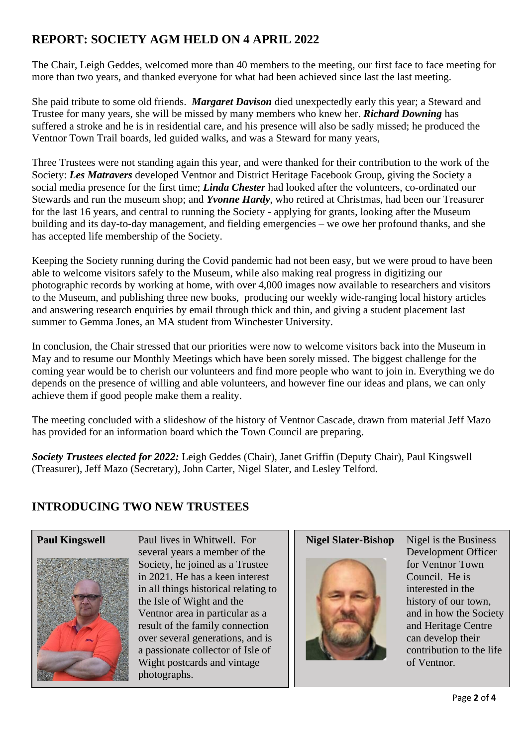## REPORT: SOCIETY AGM HELD ON 4 APRIL 2022

The Chair, Leigh Geddes, welcomed more than 40 members to the meeting, our first face to face meeting for more than two years, and thanked everyone for what had been achieved since last the last meeting.

She paid tribute to some old friends. ***Margaret Davison*** died unexpectedly early this year; a Steward and Trustee for many years, she will be missed by many members who knew her. ***Richard Downing*** has suffered a stroke and he is in residential care, and his presence will also be sadly missed; he produced the Ventnor Town Trail boards, led guided walks, and was a Steward for many years,

Three Trustees were not standing again this year, and were thanked for their contribution to the work of the Society: ***Les Matravers*** developed Ventnor and District Heritage Facebook Group, giving the Society a social media presence for the first time; ***Linda Chester*** had looked after the volunteers, co-ordinated our Stewards and run the museum shop; and ***Yvonne Hardy***, who retired at Christmas, had been our Treasurer for the last 16 years, and central to running the Society - applying for grants, looking after the Museum building and its day-to-day management, and fielding emergencies – we owe her profound thanks, and she has accepted life membership of the Society.

Keeping the Society running during the Covid pandemic had not been easy, but we were proud to have been able to welcome visitors safely to the Museum, while also making real progress in digitizing our photographic records by working at home, with over 4,000 images now available to researchers and visitors to the Museum, and publishing three new books, producing our weekly wide-ranging local history articles and answering research enquiries by email through thick and thin, and giving a student placement last summer to Gemma Jones, an MA student from Winchester University.

In conclusion, the Chair stressed that our priorities were now to welcome visitors back into the Museum in May and to resume our Monthly Meetings which have been sorely missed. The biggest challenge for the coming year would be to cherish our volunteers and find more people who want to join in. Everything we do depends on the presence of willing and able volunteers, and however fine our ideas and plans, we can only achieve them if good people make them a reality.

The meeting concluded with a slideshow of the history of Ventnor Cascade, drawn from material Jeff Mazo has provided for an information board which the Town Council are preparing.

***Society Trustees elected for 2022:*** Leigh Geddes (Chair), Janet Griffin (Deputy Chair), Paul Kingswell (Treasurer), Jeff Mazo (Secretary), John Carter, Nigel Slater, and Lesley Telford.

## INTRODUCING TWO NEW TRUSTEES

**Paul Kingswell**

Paul lives in Whitwell. For several years a member of the Society, he joined as a Trustee in 2021. He has a keen interest in all things historical relating to the Isle of Wight and the Ventnor area in particular as a result of the family connection over several generations, and is a passionate collector of Isle of Wight postcards and vintage photographs.

**Nigel Slater-Bishop**

Nigel is the Business Development Officer for Ventnor Town Council. He is interested in the history of our town, and in how the Society and Heritage Centre can develop their contribution to the life of Ventnor.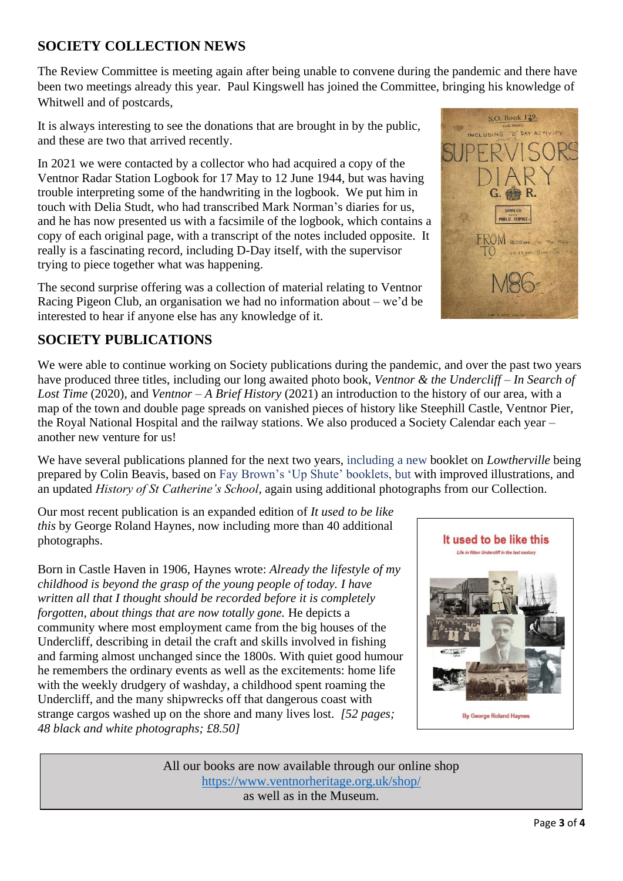## SOCIETY COLLECTION NEWS

The Review Committee is meeting again after being unable to convene during the pandemic and there have been two meetings already this year. Paul Kingswell has joined the Committee, bringing his knowledge of Whitwell and of postcards,

It is always interesting to see the donations that are brought in by the public, and these are two that arrived recently.

In 2021 we were contacted by a collector who had acquired a copy of the Ventnor Radar Station Logbook for 17 May to 12 June 1944, but was having trouble interpreting some of the handwriting in the logbook. We put him in touch with Delia Studt, who had transcribed Mark Norman's diaries for us, and he has now presented us with a facsimile of the logbook, which contains a copy of each original page, with a transcript of the notes included opposite. It really is a fascinating record, including D-Day itself, with the supervisor trying to piece together what was happening.

The second surprise offering was a collection of material relating to Ventnor Racing Pigeon Club, an organisation we had no information about – we'd be interested to hear if anyone else has any knowledge of it.

## SOCIETY PUBLICATIONS

We were able to continue working on Society publications during the pandemic, and over the past two years have produced three titles, including our long awaited photo book, *Ventnor & the Undercliff – In Search of Lost Time* (2020), and *Ventnor – A Brief History* (2021) an introduction to the history of our area, with a map of the town and double page spreads on vanished pieces of history like Steephill Castle, Ventnor Pier, the Royal National Hospital and the railway stations. We also produced a Society Calendar each year – another new venture for us!

We have several publications planned for the next two years, including a new booklet on *Lowtherville* being prepared by Colin Beavis, based on Fay Brown's 'Up Shute' booklets, but with improved illustrations, and an updated *History of St Catherine's School*, again using additional photographs from our Collection.

Our most recent publication is an expanded edition of *It used to be like this* by George Roland Haynes, now including more than 40 additional photographs.

Born in Castle Haven in 1906, Haynes wrote: *Already the lifestyle of my childhood is beyond the grasp of the young people of today. I have written all that I thought should be recorded before it is completely forgotten, about things that are now totally gone.* He depicts a community where most employment came from the big houses of the Undercliff, describing in detail the craft and skills involved in fishing and farming almost unchanged since the 1800s. With quiet good humour he remembers the ordinary events as well as the excitements: home life with the weekly drudgery of washday, a childhood spent roaming the Undercliff, and the many shipwrecks off that dangerous coast with strange cargos washed up on the shore and many lives lost. *[52 pages; 48 black and white photographs; £8.50]*

All our books are now available through our online shop
https://www.ventnorheritage.org.uk/shop/
as well as in the Museum.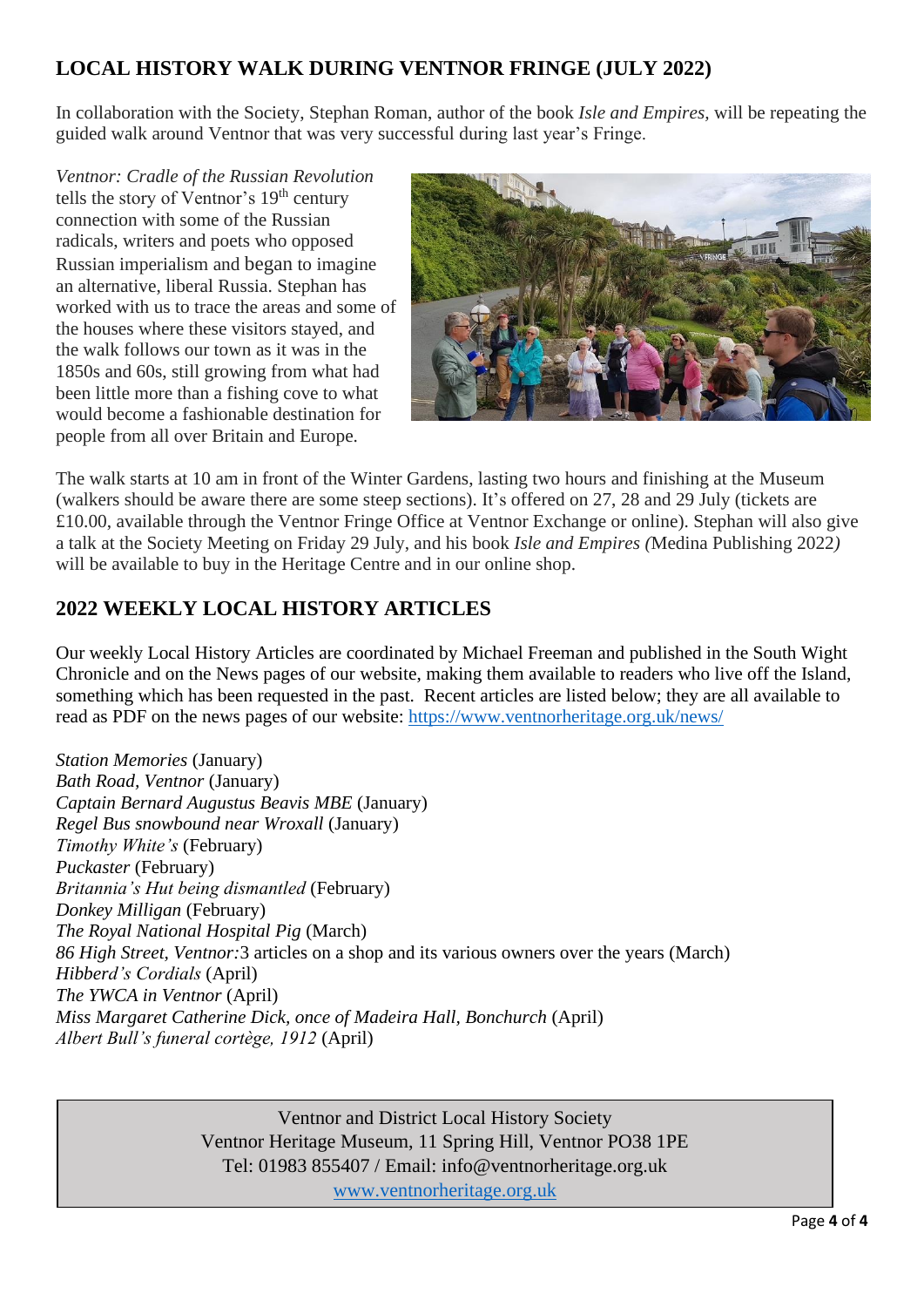## LOCAL HISTORY WALK DURING VENTNOR FRINGE (JULY 2022)

In collaboration with the Society, Stephan Roman, author of the book *Isle and Empires*, will be repeating the guided walk around Ventnor that was very successful during last year's Fringe.

*Ventnor: Cradle of the Russian Revolution* tells the story of Ventnor's 19th century connection with some of the Russian radicals, writers and poets who opposed Russian imperialism and began to imagine an alternative, liberal Russia. Stephan has worked with us to trace the areas and some of the houses where these visitors stayed, and the walk follows our town as it was in the 1850s and 60s, still growing from what had been little more than a fishing cove to what would become a fashionable destination for people from all over Britain and Europe.

The walk starts at 10 am in front of the Winter Gardens, lasting two hours and finishing at the Museum (walkers should be aware there are some steep sections). It's offered on 27, 28 and 29 July (tickets are £10.00, available through the Ventnor Fringe Office at Ventnor Exchange or online). Stephan will also give a talk at the Society Meeting on Friday 29 July, and his book *Isle and Empires (*Medina Publishing 2022*)* will be available to buy in the Heritage Centre and in our online shop.

## 2022 WEEKLY LOCAL HISTORY ARTICLES

Our weekly Local History Articles are coordinated by Michael Freeman and published in the South Wight Chronicle and on the News pages of our website, making them available to readers who live off the Island, something which has been requested in the past. Recent articles are listed below; they are all available to read as PDF on the news pages of our website: https://www.ventnorheritage.org.uk/news/

*Station Memories* (January)
*Bath Road, Ventnor* (January)
*Captain Bernard Augustus Beavis MBE* (January)
*Regel Bus snowbound near Wroxall* (January)
*Timothy White's* (February)
*Puckaster* (February)
*Britannia's Hut being dismantled* (February)
*Donkey Milligan* (February)
*The Royal National Hospital Pig* (March)
*86 High Street, Ventnor:*3 articles on a shop and its various owners over the years (March)
*Hibberd's Cordials* (April)
*The YWCA in Ventnor* (April)
*Miss Margaret Catherine Dick, once of Madeira Hall, Bonchurch* (April)
*Albert Bull's funeral cortège, 1912* (April)

Ventnor and District Local History Society
Ventnor Heritage Museum, 11 Spring Hill, Ventnor PO38 1PE
Tel: 01983 855407 / Email: info@ventnorheritage.org.uk
www.ventnorheritage.org.uk